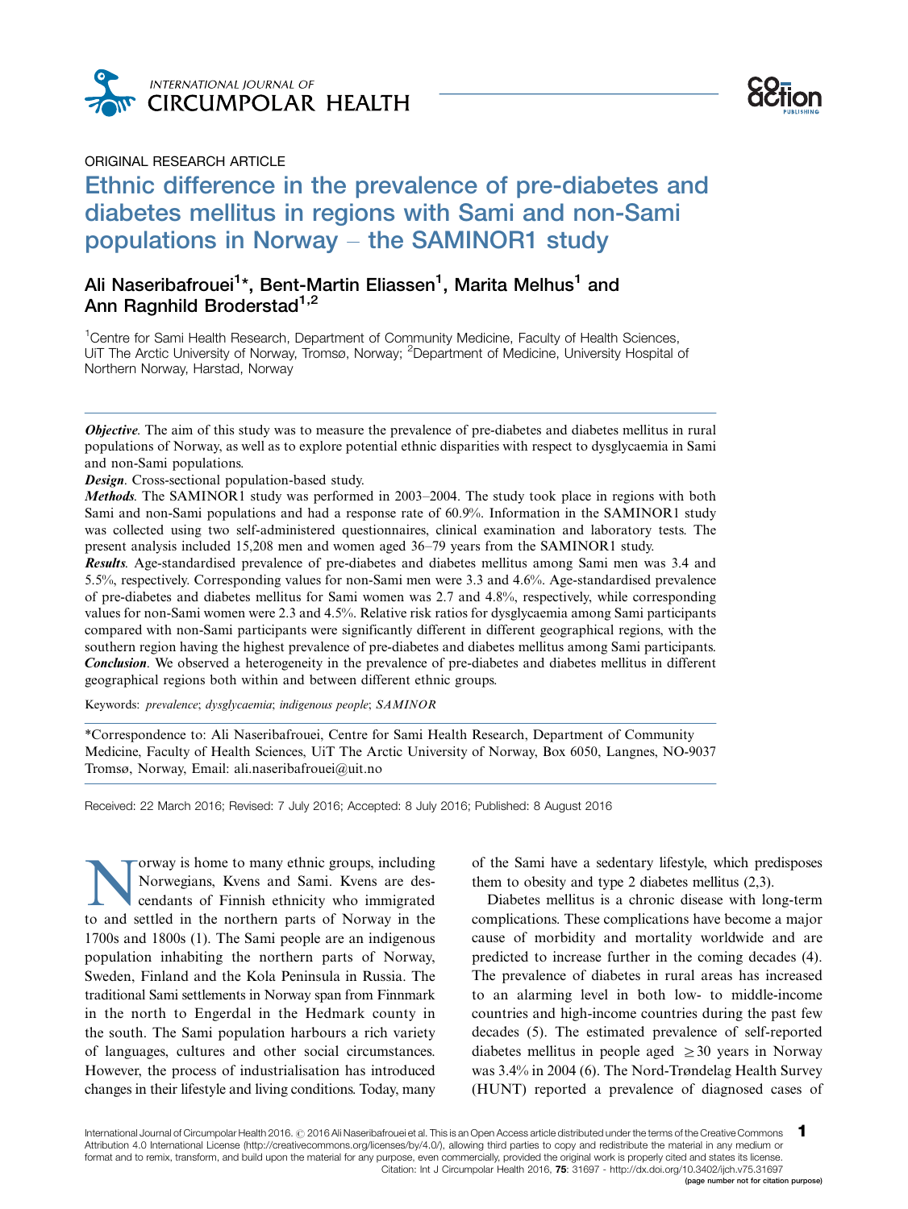ORIGINAL RESEARCH ARTICLE

# Ethnic difference in the prevalence of pre-diabetes and diabetes mellitus in regions with Sami and non-Sami populations in Norway – the SAMINOR1 study

Ali Naseribafrouei[1]*, Bent-Martin Eliassen[1], Marita Melhus[1] and Ann Ragnhild Broderstad[1,2]

[1]Centre for Sami Health Research, Department of Community Medicine, Faculty of Health Sciences, UiT The Arctic University of Norway, Tromsø, Norway; [2]Department of Medicine, University Hospital of Northern Norway, Harstad, Norway

***Objective***. The aim of this study was to measure the prevalence of pre-diabetes and diabetes mellitus in rural populations of Norway, as well as to explore potential ethnic disparities with respect to dysglycaemia in Sami and non-Sami populations.

***Design***. Cross-sectional population-based study.

***Methods***. The SAMINOR1 study was performed in 2003–2004. The study took place in regions with both Sami and non-Sami populations and had a response rate of 60.9%. Information in the SAMINOR1 study was collected using two self-administered questionnaires, clinical examination and laboratory tests. The present analysis included 15,208 men and women aged 36–79 years from the SAMINOR1 study.

***Results***. Age-standardised prevalence of pre-diabetes and diabetes mellitus among Sami men was 3.4 and 5.5%, respectively. Corresponding values for non-Sami men were 3.3 and 4.6%. Age-standardised prevalence of pre-diabetes and diabetes mellitus for Sami women was 2.7 and 4.8%, respectively, while corresponding values for non-Sami women were 2.3 and 4.5%. Relative risk ratios for dysglycaemia among Sami participants compared with non-Sami participants were significantly different in different geographical regions, with the southern region having the highest prevalence of pre-diabetes and diabetes mellitus among Sami participants.

***Conclusion***. We observed a heterogeneity in the prevalence of pre-diabetes and diabetes mellitus in different geographical regions both within and between different ethnic groups.

Keywords: *prevalence*; *dysglycaemia*; *indigenous people*; *SAMINOR*

*Correspondence to: Ali Naseribafrouei, Centre for Sami Health Research, Department of Community Medicine, Faculty of Health Sciences, UiT The Arctic University of Norway, Box 6050, Langnes, NO-9037 Tromsø, Norway, Email: ali.naseribafrouei@uit.no

Received: 22 March 2016; Revised: 7 July 2016; Accepted: 8 July 2016; Published: 8 August 2016

Norway is home to many ethnic groups, including Norwegians, Kvens and Sami. Kvens are descendants of Finnish ethnicity who immigrated to and settled in the northern parts of Norway in the 1700s and 1800s (1). The Sami people are an indigenous population inhabiting the northern parts of Norway, Sweden, Finland and the Kola Peninsula in Russia. The traditional Sami settlements in Norway span from Finnmark in the north to Engerdal in the Hedmark county in the south. The Sami population harbours a rich variety of languages, cultures and other social circumstances. However, the process of industrialisation has introduced changes in their lifestyle and living conditions. Today, many of the Sami have a sedentary lifestyle, which predisposes them to obesity and type 2 diabetes mellitus (2,3).

Diabetes mellitus is a chronic disease with long-term complications. These complications have become a major cause of morbidity and mortality worldwide and are predicted to increase further in the coming decades (4). The prevalence of diabetes in rural areas has increased to an alarming level in both low- to middle-income countries and high-income countries during the past few decades (5). The estimated prevalence of self-reported diabetes mellitus in people aged $\geq 30$ years in Norway was 3.4% in 2004 (6). The Nord-Trøndelag Health Survey (HUNT) reported a prevalence of diagnosed cases of

International Journal of Circumpolar Health 2016. © 2016 Ali Naseribafrouei et al. This is an Open Access article distributed under the terms of the Creative Commons Attribution 4.0 International License (http://creativecommons.org/licenses/by/4.0/), allowing third parties to copy and redistribute the material in any medium or format and to remix, transform, and build upon the material for any purpose, even commercially, provided the original work is properly cited and states its license.
Citation: Int J Circumpolar Health 2016, 75: 31697 - http://dx.doi.org/10.3402/ijch.v75.31697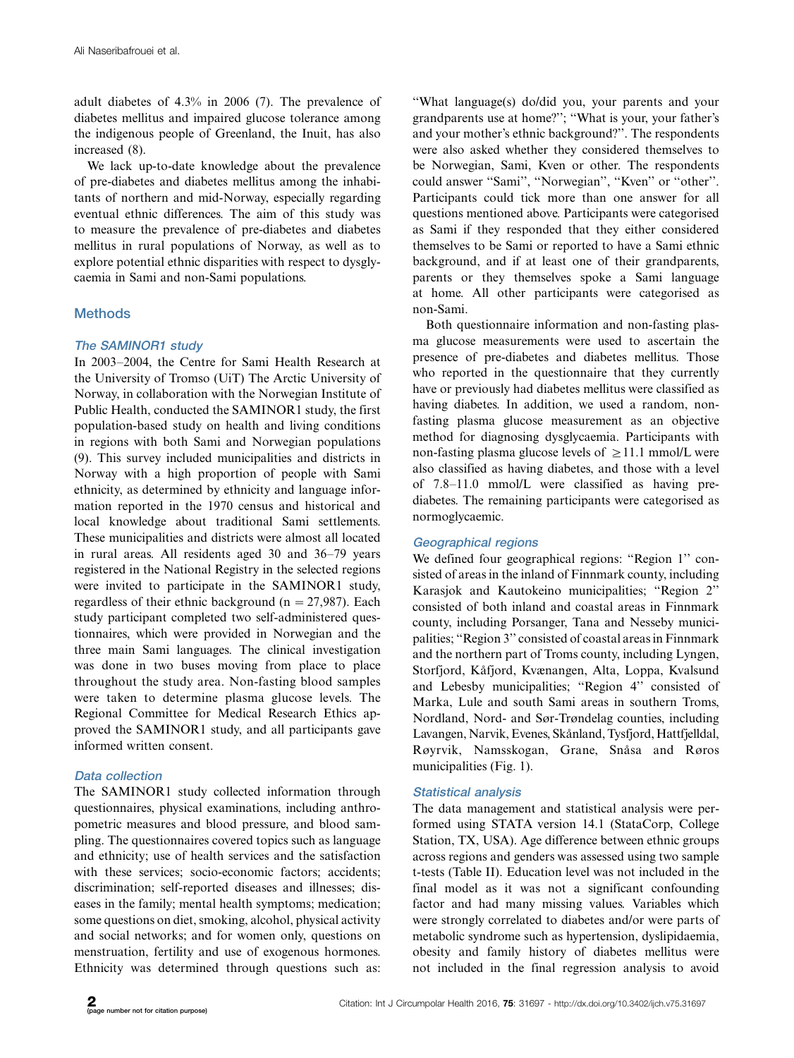adult diabetes of 4.3% in 2006 (7). The prevalence of diabetes mellitus and impaired glucose tolerance among the indigenous people of Greenland, the Inuit, has also increased (8).

We lack up-to-date knowledge about the prevalence of pre-diabetes and diabetes mellitus among the inhabitants of northern and mid-Norway, especially regarding eventual ethnic differences. The aim of this study was to measure the prevalence of pre-diabetes and diabetes mellitus in rural populations of Norway, as well as to explore potential ethnic disparities with respect to dysglycaemia in Sami and non-Sami populations.

## Methods

### The SAMINOR1 study

In 2003–2004, the Centre for Sami Health Research at the University of Tromso (UiT) The Arctic University of Norway, in collaboration with the Norwegian Institute of Public Health, conducted the SAMINOR1 study, the first population-based study on health and living conditions in regions with both Sami and Norwegian populations (9). This survey included municipalities and districts in Norway with a high proportion of people with Sami ethnicity, as determined by ethnicity and language information reported in the 1970 census and historical and local knowledge about traditional Sami settlements. These municipalities and districts were almost all located in rural areas. All residents aged 30 and 36–79 years registered in the National Registry in the selected regions were invited to participate in the SAMINOR1 study, regardless of their ethnic background (n = 27,987). Each study participant completed two self-administered questionnaires, which were provided in Norwegian and the three main Sami languages. The clinical investigation was done in two buses moving from place to place throughout the study area. Non-fasting blood samples were taken to determine plasma glucose levels. The Regional Committee for Medical Research Ethics approved the SAMINOR1 study, and all participants gave informed written consent.

### Data collection

The SAMINOR1 study collected information through questionnaires, physical examinations, including anthropometric measures and blood pressure, and blood sampling. The questionnaires covered topics such as language and ethnicity; use of health services and the satisfaction with these services; socio-economic factors; accidents; discrimination; self-reported diseases and illnesses; diseases in the family; mental health symptoms; medication; some questions on diet, smoking, alcohol, physical activity and social networks; and for women only, questions on menstruation, fertility and use of exogenous hormones. Ethnicity was determined through questions such as: "What language(s) do/did you, your parents and your grandparents use at home?"; "What is your, your father's and your mother's ethnic background?". The respondents were also asked whether they considered themselves to be Norwegian, Sami, Kven or other. The respondents could answer "Sami", "Norwegian", "Kven" or "other". Participants could tick more than one answer for all questions mentioned above. Participants were categorised as Sami if they responded that they either considered themselves to be Sami or reported to have a Sami ethnic background, and if at least one of their grandparents, parents or they themselves spoke a Sami language at home. All other participants were categorised as non-Sami.

Both questionnaire information and non-fasting plasma glucose measurements were used to ascertain the presence of pre-diabetes and diabetes mellitus. Those who reported in the questionnaire that they currently have or previously had diabetes mellitus were classified as having diabetes. In addition, we used a random, non-fasting plasma glucose measurement as an objective method for diagnosing dysglycaemia. Participants with non-fasting plasma glucose levels of $\geq$11.1 mmol/L were also classified as having diabetes, and those with a level of 7.8–11.0 mmol/L were classified as having pre-diabetes. The remaining participants were categorised as normoglycaemic.

### Geographical regions

We defined four geographical regions: "Region 1" consisted of areas in the inland of Finnmark county, including Karasjok and Kautokeino municipalities; "Region 2" consisted of both inland and coastal areas in Finnmark county, including Porsanger, Tana and Nesseby municipalities; "Region 3" consisted of coastal areas in Finnmark and the northern part of Troms county, including Lyngen, Storfjord, Kåfjord, Kvænangen, Alta, Loppa, Kvalsund and Lebesby municipalities; "Region 4" consisted of Marka, Lule and south Sami areas in southern Troms, Nordland, Nord- and Sør-Trøndelag counties, including Lavangen, Narvik, Evenes, Skånland, Tysfjord, Hattfjelldal, Røyrvik, Namsskogan, Grane, Snåsa and Røros municipalities (Fig. 1).

### Statistical analysis

The data management and statistical analysis were performed using STATA version 14.1 (StataCorp, College Station, TX, USA). Age difference between ethnic groups across regions and genders was assessed using two sample t-tests (Table II). Education level was not included in the final model as it was not a significant confounding factor and had many missing values. Variables which were strongly correlated to diabetes and/or were parts of metabolic syndrome such as hypertension, dyslipidaemia, obesity and family history of diabetes mellitus were not included in the final regression analysis to avoid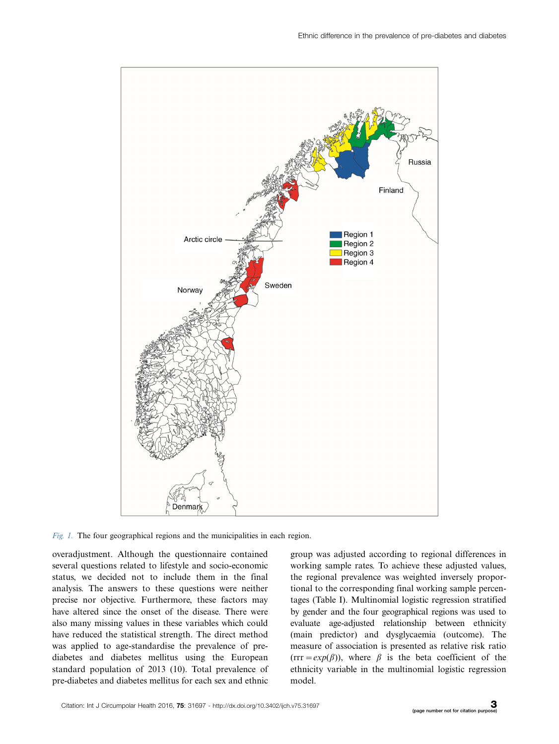Fig. 1. The four geographical regions and the municipalities in each region.

overadjustment. Although the questionnaire contained several questions related to lifestyle and socio-economic status, we decided not to include them in the final analysis. The answers to these questions were neither precise nor objective. Furthermore, these factors may have altered since the onset of the disease. There were also many missing values in these variables which could have reduced the statistical strength. The direct method was applied to age-standardise the prevalence of pre-diabetes and diabetes mellitus using the European standard population of 2013 (10). Total prevalence of pre-diabetes and diabetes mellitus for each sex and ethnic group was adjusted according to regional differences in working sample rates. To achieve these adjusted values, the regional prevalence was weighted inversely proportional to the corresponding final working sample percentages (Table I). Multinomial logistic regression stratified by gender and the four geographical regions was used to evaluate age-adjusted relationship between ethnicity (main predictor) and dysglycaemia (outcome). The measure of association is presented as relative risk ratio ($rrr = exp(\beta)$), where $\beta$ is the beta coefficient of the ethnicity variable in the multinomial logistic regression model.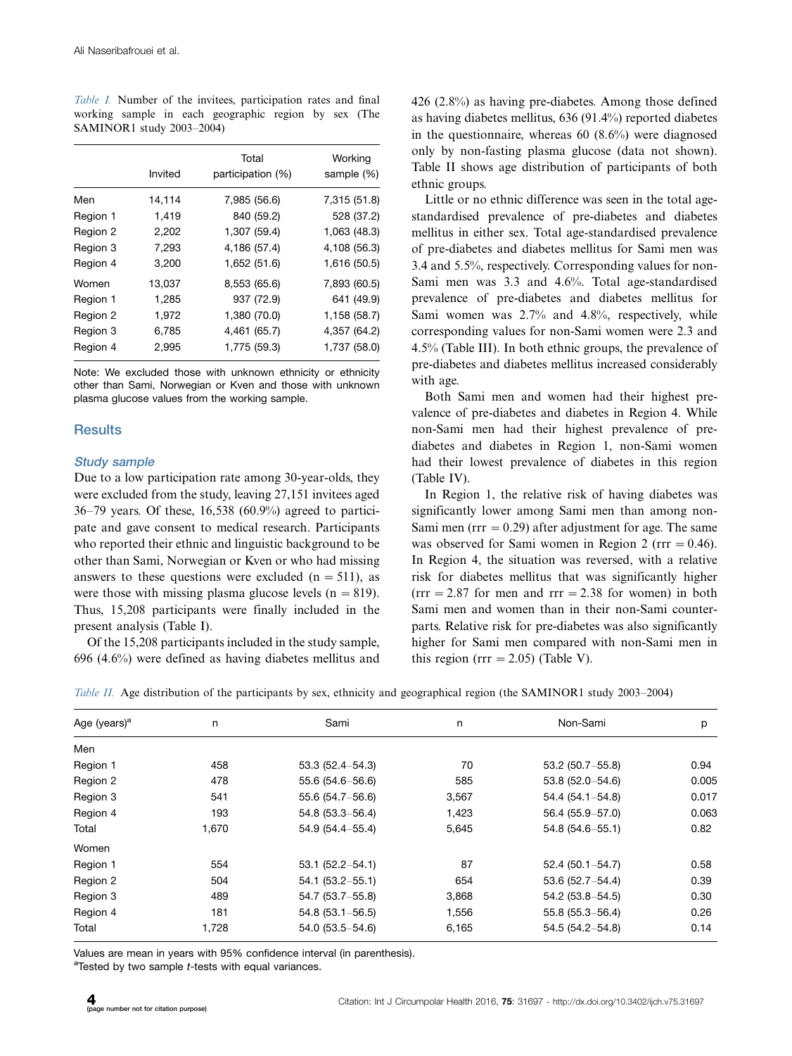*Table I.* Number of the invitees, participation rates and final working sample in each geographic region by sex (The SAMINOR1 study 2003–2004)

| | Invited | Total participation (%) | Working sample (%) |
|---|---|---|---|
| Men | 14,114 | 7,985 (56.6) | 7,315 (51.8) |
| Region 1 | 1,419 | 840 (59.2) | 528 (37.2) |
| Region 2 | 2,202 | 1,307 (59.4) | 1,063 (48.3) |
| Region 3 | 7,293 | 4,186 (57.4) | 4,108 (56.3) |
| Region 4 | 3,200 | 1,652 (51.6) | 1,616 (50.5) |
| Women | 13,037 | 8,553 (65.6) | 7,893 (60.5) |
| Region 1 | 1,285 | 937 (72.9) | 641 (49.9) |
| Region 2 | 1,972 | 1,380 (70.0) | 1,158 (58.7) |
| Region 3 | 6,785 | 4,461 (65.7) | 4,357 (64.2) |
| Region 4 | 2,995 | 1,775 (59.3) | 1,737 (58.0) |

Note: We excluded those with unknown ethnicity or ethnicity other than Sami, Norwegian or Kven and those with unknown plasma glucose values from the working sample.

## Results

### *Study sample*

Due to a low participation rate among 30-year-olds, they were excluded from the study, leaving 27,151 invitees aged 36–79 years. Of these, 16,538 (60.9%) agreed to participate and gave consent to medical research. Participants who reported their ethnic and linguistic background to be other than Sami, Norwegian or Kven or who had missing answers to these questions were excluded (n = 511), as were those with missing plasma glucose levels (n = 819). Thus, 15,208 participants were finally included in the present analysis (Table I).

Of the 15,208 participants included in the study sample, 696 (4.6%) were defined as having diabetes mellitus and 426 (2.8%) as having pre-diabetes. Among those defined as having diabetes mellitus, 636 (91.4%) reported diabetes in the questionnaire, whereas 60 (8.6%) were diagnosed only by non-fasting plasma glucose (data not shown). Table II shows age distribution of participants of both ethnic groups.

Little or no ethnic difference was seen in the total age-standardised prevalence of pre-diabetes and diabetes mellitus in either sex. Total age-standardised prevalence of pre-diabetes and diabetes mellitus for Sami men was 3.4 and 5.5%, respectively. Corresponding values for non-Sami men was 3.3 and 4.6%. Total age-standardised prevalence of pre-diabetes and diabetes mellitus for Sami women was 2.7% and 4.8%, respectively, while corresponding values for non-Sami women were 2.3 and 4.5% (Table III). In both ethnic groups, the prevalence of pre-diabetes and diabetes mellitus increased considerably with age.

Both Sami men and women had their highest prevalence of pre-diabetes and diabetes in Region 4. While non-Sami men had their highest prevalence of pre-diabetes and diabetes in Region 1, non-Sami women had their lowest prevalence of diabetes in this region (Table IV).

In Region 1, the relative risk of having diabetes was significantly lower among Sami men than among non-Sami men (rrr = 0.29) after adjustment for age. The same was observed for Sami women in Region 2 (rrr = 0.46). In Region 4, the situation was reversed, with a relative risk for diabetes mellitus that was significantly higher (rrr = 2.87 for men and rrr = 2.38 for women) in both Sami men and women than in their non-Sami counterparts. Relative risk for pre-diabetes was also significantly higher for Sami men compared with non-Sami men in this region (rrr = 2.05) (Table V).

*Table II.* Age distribution of the participants by sex, ethnicity and geographical region (the SAMINOR1 study 2003–2004)

| Age (years)[a] | n | Sami | n | Non-Sami | p |
|---|---|---|---|---|---|
| Men | | | | | |
| Region 1 | 458 | 53.3 (52.4–54.3) | 70 | 53.2 (50.7–55.8) | 0.94 |
| Region 2 | 478 | 55.6 (54.6–56.6) | 585 | 53.8 (52.0–54.6) | 0.005 |
| Region 3 | 541 | 55.6 (54.7–56.6) | 3,567 | 54.4 (54.1–54.8) | 0.017 |
| Region 4 | 193 | 54.8 (53.3–56.4) | 1,423 | 56.4 (55.9–57.0) | 0.063 |
| Total | 1,670 | 54.9 (54.4–55.4) | 5,645 | 54.8 (54.6–55.1) | 0.82 |
| Women | | | | | |
| Region 1 | 554 | 53.1 (52.2–54.1) | 87 | 52.4 (50.1–54.7) | 0.58 |
| Region 2 | 504 | 54.1 (53.2–55.1) | 654 | 53.6 (52.7–54.4) | 0.39 |
| Region 3 | 489 | 54.7 (53.7–55.8) | 3,868 | 54.2 (53.8–54.5) | 0.30 |
| Region 4 | 181 | 54.8 (53.1–56.5) | 1,556 | 55.8 (55.3–56.4) | 0.26 |
| Total | 1,728 | 54.0 (53.5–54.6) | 6,165 | 54.5 (54.2–54.8) | 0.14 |

Values are mean in years with 95% confidence interval (in parenthesis).
[a]Tested by two sample *t*-tests with equal variances.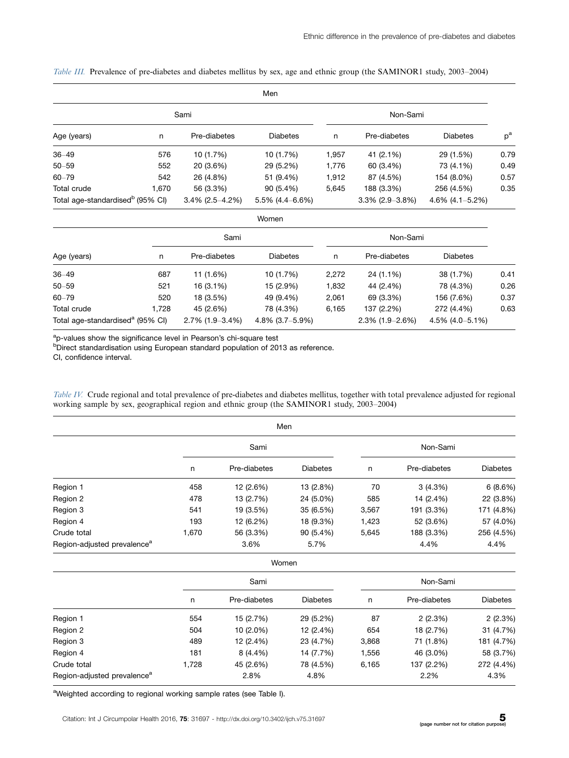*Table III.* Prevalence of pre-diabetes and diabetes mellitus by sex, age and ethnic group (the SAMINOR1 study, 2003–2004)

| Men | | | | | | | |
|---|---|---|---|---|---|---|---|
| | Sami | | | Non-Sami | | | |
| Age (years) | n | Pre-diabetes | Diabetes | n | Pre-diabetes | Diabetes | p[a] |
| 36–49 | 576 | 10 (1.7%) | 10 (1.7%) | 1,957 | 41 (2.1%) | 29 (1.5%) | 0.79 |
| 50–59 | 552 | 20 (3.6%) | 29 (5.2%) | 1,776 | 60 (3.4%) | 73 (4.1%) | 0.49 |
| 60–79 | 542 | 26 (4.8%) | 51 (9.4%) | 1,912 | 87 (4.5%) | 154 (8.0%) | 0.57 |
| Total crude | 1,670 | 56 (3.3%) | 90 (5.4%) | 5,645 | 188 (3.3%) | 256 (4.5%) | 0.35 |
| Total age-standardised[b] (95% CI) | | 3.4% (2.5–4.2%) | 5.5% (4.4–6.6%) | | 3.3% (2.9–3.8%) | 4.6% (4.1–5.2%) | |

| Women | | | | | | | |
|---|---|---|---|---|---|---|---|
| | Sami | | | Non-Sami | | | |
| Age (years) | n | Pre-diabetes | Diabetes | n | Pre-diabetes | Diabetes | |
| 36–49 | 687 | 11 (1.6%) | 10 (1.7%) | 2,272 | 24 (1.1%) | 38 (1.7%) | 0.41 |
| 50–59 | 521 | 16 (3.1%) | 15 (2.9%) | 1,832 | 44 (2.4%) | 78 (4.3%) | 0.26 |
| 60–79 | 520 | 18 (3.5%) | 49 (9.4%) | 2,061 | 69 (3.3%) | 156 (7.6%) | 0.37 |
| Total crude | 1,728 | 45 (2.6%) | 78 (4.3%) | 6,165 | 137 (2.2%) | 272 (4.4%) | 0.63 |
| Total age-standardised[a] (95% CI) | | 2.7% (1.9–3.4%) | 4.8% (3.7–5.9%) | | 2.3% (1.9–2.6%) | 4.5% (4.0–5.1%) | |

[a]p-values show the significance level in Pearson's chi-square test
[b]Direct standardisation using European standard population of 2013 as reference.
CI, confidence interval.

*Table IV.* Crude regional and total prevalence of pre-diabetes and diabetes mellitus, together with total prevalence adjusted for regional working sample by sex, geographical region and ethnic group (the SAMINOR1 study, 2003–2004)

| Men | | | | | | |
|---|---|---|---|---|---|---|
| | Sami | | | Non-Sami | | |
| | n | Pre-diabetes | Diabetes | n | Pre-diabetes | Diabetes |
| Region 1 | 458 | 12 (2.6%) | 13 (2.8%) | 70 | 3 (4.3%) | 6 (8.6%) |
| Region 2 | 478 | 13 (2.7%) | 24 (5.0%) | 585 | 14 (2.4%) | 22 (3.8%) |
| Region 3 | 541 | 19 (3.5%) | 35 (6.5%) | 3,567 | 191 (3.3%) | 171 (4.8%) |
| Region 4 | 193 | 12 (6.2%) | 18 (9.3%) | 1,423 | 52 (3.6%) | 57 (4.0%) |
| Crude total | 1,670 | 56 (3.3%) | 90 (5.4%) | 5,645 | 188 (3.3%) | 256 (4.5%) |
| Region-adjusted prevalence[a] | | 3.6% | 5.7% | | 4.4% | 4.4% |

| Women | | | | | | |
|---|---|---|---|---|---|---|
| | Sami | | | Non-Sami | | |
| | n | Pre-diabetes | Diabetes | n | Pre-diabetes | Diabetes |
| Region 1 | 554 | 15 (2.7%) | 29 (5.2%) | 87 | 2 (2.3%) | 2 (2.3%) |
| Region 2 | 504 | 10 (2.0%) | 12 (2.4%) | 654 | 18 (2.7%) | 31 (4.7%) |
| Region 3 | 489 | 12 (2.4%) | 23 (4.7%) | 3,868 | 71 (1.8%) | 181 (4.7%) |
| Region 4 | 181 | 8 (4.4%) | 14 (7.7%) | 1,556 | 46 (3.0%) | 58 (3.7%) |
| Crude total | 1,728 | 45 (2.6%) | 78 (4.5%) | 6,165 | 137 (2.2%) | 272 (4.4%) |
| Region-adjusted prevalence[a] | | 2.8% | 4.8% | | 2.2% | 4.3% |

[a]Weighted according to regional working sample rates (see Table I).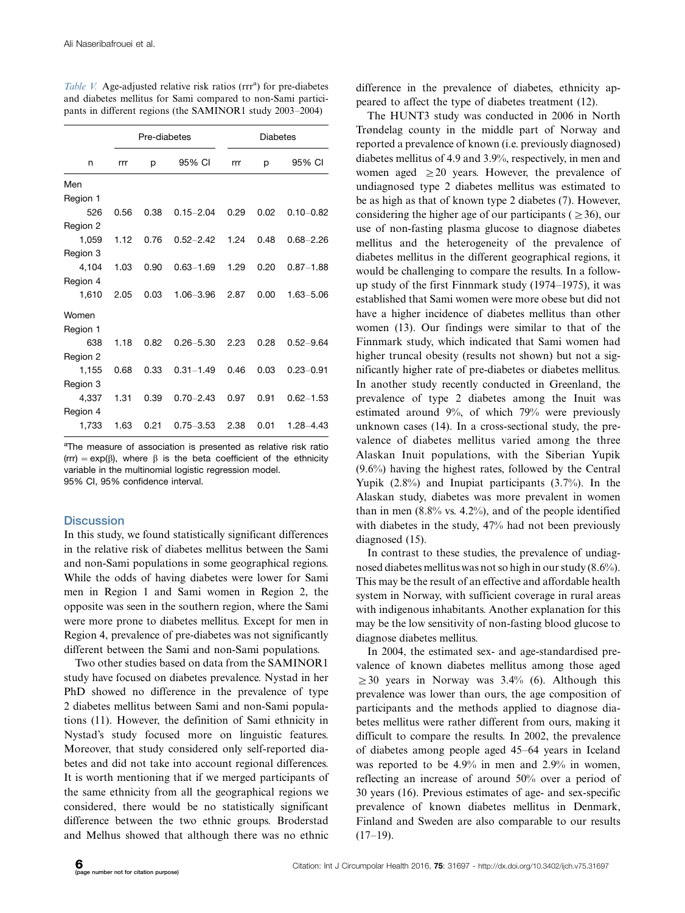*Table V.* Age-adjusted relative risk ratios (rrr[a]) for pre-diabetes and diabetes mellitus for Sami compared to non-Sami participants in different regions (the SAMINOR1 study 2003–2004)

| | Pre-diabetes | | | Diabetes | | |
|---|---|---|---|---|---|---|
| n | rrr | p | 95% CI | rrr | p | 95% CI |
| Men | | | | | | |
| Region 1 | | | | | | |
| 526 | 0.56 | 0.38 | 0.15–2.04 | 0.29 | 0.02 | 0.10–0.82 |
| Region 2 | | | | | | |
| 1,059 | 1.12 | 0.76 | 0.52–2.42 | 1.24 | 0.48 | 0.68–2.26 |
| Region 3 | | | | | | |
| 4,104 | 1.03 | 0.90 | 0.63–1.69 | 1.29 | 0.20 | 0.87–1.88 |
| Region 4 | | | | | | |
| 1,610 | 2.05 | 0.03 | 1.06–3.96 | 2.87 | 0.00 | 1.63–5.06 |
| Women | | | | | | |
| Region 1 | | | | | | |
| 638 | 1.18 | 0.82 | 0.26–5.30 | 2.23 | 0.28 | 0.52–9.64 |
| Region 2 | | | | | | |
| 1,155 | 0.68 | 0.33 | 0.31–1.49 | 0.46 | 0.03 | 0.23–0.91 |
| Region 3 | | | | | | |
| 4,337 | 1.31 | 0.39 | 0.70–2.43 | 0.97 | 0.91 | 0.62–1.53 |
| Region 4 | | | | | | |
| 1,733 | 1.63 | 0.21 | 0.75–3.53 | 2.38 | 0.01 | 1.28–4.43 |

[a]The measure of association is presented as relative risk ratio (rrr) = exp(β), where β is the beta coefficient of the ethnicity variable in the multinomial logistic regression model.
95% CI, 95% confidence interval.

## Discussion

In this study, we found statistically significant differences in the relative risk of diabetes mellitus between the Sami and non-Sami populations in some geographical regions. While the odds of having diabetes were lower for Sami men in Region 1 and Sami women in Region 2, the opposite was seen in the southern region, where the Sami were more prone to diabetes mellitus. Except for men in Region 4, prevalence of pre-diabetes was not significantly different between the Sami and non-Sami populations.

Two other studies based on data from the SAMINOR1 study have focused on diabetes prevalence. Nystad in her PhD showed no difference in the prevalence of type 2 diabetes mellitus between Sami and non-Sami populations (11). However, the definition of Sami ethnicity in Nystad's study focused more on linguistic features. Moreover, that study considered only self-reported diabetes and did not take into account regional differences. It is worth mentioning that if we merged participants of the same ethnicity from all the geographical regions we considered, there would be no statistically significant difference between the two ethnic groups. Broderstad and Melhus showed that although there was no ethnic difference in the prevalence of diabetes, ethnicity appeared to affect the type of diabetes treatment (12).

The HUNT3 study was conducted in 2006 in North Trøndelag county in the middle part of Norway and reported a prevalence of known (i.e. previously diagnosed) diabetes mellitus of 4.9 and 3.9%, respectively, in men and women aged ≥20 years. However, the prevalence of undiagnosed type 2 diabetes mellitus was estimated to be as high as that of known type 2 diabetes (7). However, considering the higher age of our participants (≥36), our use of non-fasting plasma glucose to diagnose diabetes mellitus and the heterogeneity of the prevalence of diabetes mellitus in the different geographical regions, it would be challenging to compare the results. In a follow-up study of the first Finnmark study (1974–1975), it was established that Sami women were more obese but did not have a higher incidence of diabetes mellitus than other women (13). Our findings were similar to that of the Finnmark study, which indicated that Sami women had higher truncal obesity (results not shown) but not a significantly higher rate of pre-diabetes or diabetes mellitus. In another study recently conducted in Greenland, the prevalence of type 2 diabetes among the Inuit was estimated around 9%, of which 79% were previously unknown cases (14). In a cross-sectional study, the prevalence of diabetes mellitus varied among the three Alaskan Inuit populations, with the Siberian Yupik (9.6%) having the highest rates, followed by the Central Yupik (2.8%) and Inupiat participants (3.7%). In the Alaskan study, diabetes was more prevalent in women than in men (8.8% vs. 4.2%), and of the people identified with diabetes in the study, 47% had not been previously diagnosed (15).

In contrast to these studies, the prevalence of undiagnosed diabetes mellitus was not so high in our study (8.6%). This may be the result of an effective and affordable health system in Norway, with sufficient coverage in rural areas with indigenous inhabitants. Another explanation for this may be the low sensitivity of non-fasting blood glucose to diagnose diabetes mellitus.

In 2004, the estimated sex- and age-standardised prevalence of known diabetes mellitus among those aged ≥30 years in Norway was 3.4% (6). Although this prevalence was lower than ours, the age composition of participants and the methods applied to diagnose diabetes mellitus were rather different from ours, making it difficult to compare the results. In 2002, the prevalence of diabetes among people aged 45–64 years in Iceland was reported to be 4.9% in men and 2.9% in women, reflecting an increase of around 50% over a period of 30 years (16). Previous estimates of age- and sex-specific prevalence of known diabetes mellitus in Denmark, Finland and Sweden are also comparable to our results (17–19).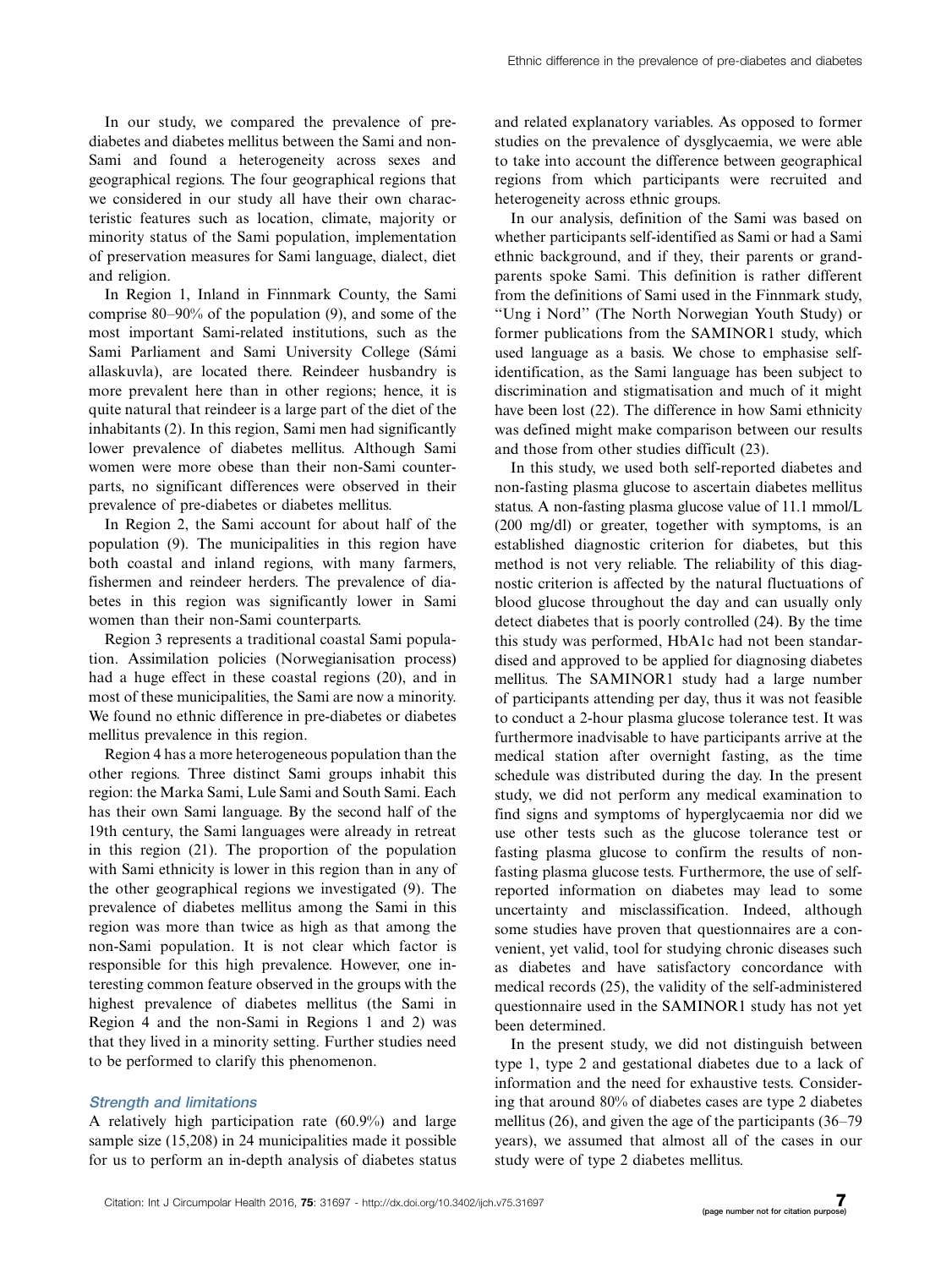In our study, we compared the prevalence of pre-diabetes and diabetes mellitus between the Sami and non-Sami and found a heterogeneity across sexes and geographical regions. The four geographical regions that we considered in our study all have their own characteristic features such as location, climate, majority or minority status of the Sami population, implementation of preservation measures for Sami language, dialect, diet and religion.

In Region 1, Inland in Finnmark County, the Sami comprise 80–90% of the population (9), and some of the most important Sami-related institutions, such as the Sami Parliament and Sami University College (Sámi allaskuvla), are located there. Reindeer husbandry is more prevalent here than in other regions; hence, it is quite natural that reindeer is a large part of the diet of the inhabitants (2). In this region, Sami men had significantly lower prevalence of diabetes mellitus. Although Sami women were more obese than their non-Sami counterparts, no significant differences were observed in their prevalence of pre-diabetes or diabetes mellitus.

In Region 2, the Sami account for about half of the population (9). The municipalities in this region have both coastal and inland regions, with many farmers, fishermen and reindeer herders. The prevalence of diabetes in this region was significantly lower in Sami women than their non-Sami counterparts.

Region 3 represents a traditional coastal Sami population. Assimilation policies (Norwegianisation process) had a huge effect in these coastal regions (20), and in most of these municipalities, the Sami are now a minority. We found no ethnic difference in pre-diabetes or diabetes mellitus prevalence in this region.

Region 4 has a more heterogeneous population than the other regions. Three distinct Sami groups inhabit this region: the Marka Sami, Lule Sami and South Sami. Each has their own Sami language. By the second half of the 19th century, the Sami languages were already in retreat in this region (21). The proportion of the population with Sami ethnicity is lower in this region than in any of the other geographical regions we investigated (9). The prevalence of diabetes mellitus among the Sami in this region was more than twice as high as that among the non-Sami population. It is not clear which factor is responsible for this high prevalence. However, one interesting common feature observed in the groups with the highest prevalence of diabetes mellitus (the Sami in Region 4 and the non-Sami in Regions 1 and 2) was that they lived in a minority setting. Further studies need to be performed to clarify this phenomenon.

### *Strength and limitations*

A relatively high participation rate (60.9%) and large sample size (15,208) in 24 municipalities made it possible for us to perform an in-depth analysis of diabetes status and related explanatory variables. As opposed to former studies on the prevalence of dysglycaemia, we were able to take into account the difference between geographical regions from which participants were recruited and heterogeneity across ethnic groups.

In our analysis, definition of the Sami was based on whether participants self-identified as Sami or had a Sami ethnic background, and if they, their parents or grandparents spoke Sami. This definition is rather different from the definitions of Sami used in the Finnmark study, "Ung i Nord" (The North Norwegian Youth Study) or former publications from the SAMINOR1 study, which used language as a basis. We chose to emphasise self-identification, as the Sami language has been subject to discrimination and stigmatisation and much of it might have been lost (22). The difference in how Sami ethnicity was defined might make comparison between our results and those from other studies difficult (23).

In this study, we used both self-reported diabetes and non-fasting plasma glucose to ascertain diabetes mellitus status. A non-fasting plasma glucose value of 11.1 mmol/L (200 mg/dl) or greater, together with symptoms, is an established diagnostic criterion for diabetes, but this method is not very reliable. The reliability of this diagnostic criterion is affected by the natural fluctuations of blood glucose throughout the day and can usually only detect diabetes that is poorly controlled (24). By the time this study was performed, HbA1c had not been standardised and approved to be applied for diagnosing diabetes mellitus. The SAMINOR1 study had a large number of participants attending per day, thus it was not feasible to conduct a 2-hour plasma glucose tolerance test. It was furthermore inadvisable to have participants arrive at the medical station after overnight fasting, as the time schedule was distributed during the day. In the present study, we did not perform any medical examination to find signs and symptoms of hyperglycaemia nor did we use other tests such as the glucose tolerance test or fasting plasma glucose to confirm the results of non-fasting plasma glucose tests. Furthermore, the use of self-reported information on diabetes may lead to some uncertainty and misclassification. Indeed, although some studies have proven that questionnaires are a convenient, yet valid, tool for studying chronic diseases such as diabetes and have satisfactory concordance with medical records (25), the validity of the self-administered questionnaire used in the SAMINOR1 study has not yet been determined.

In the present study, we did not distinguish between type 1, type 2 and gestational diabetes due to a lack of information and the need for exhaustive tests. Considering that around 80% of diabetes cases are type 2 diabetes mellitus (26), and given the age of the participants (36–79 years), we assumed that almost all of the cases in our study were of type 2 diabetes mellitus.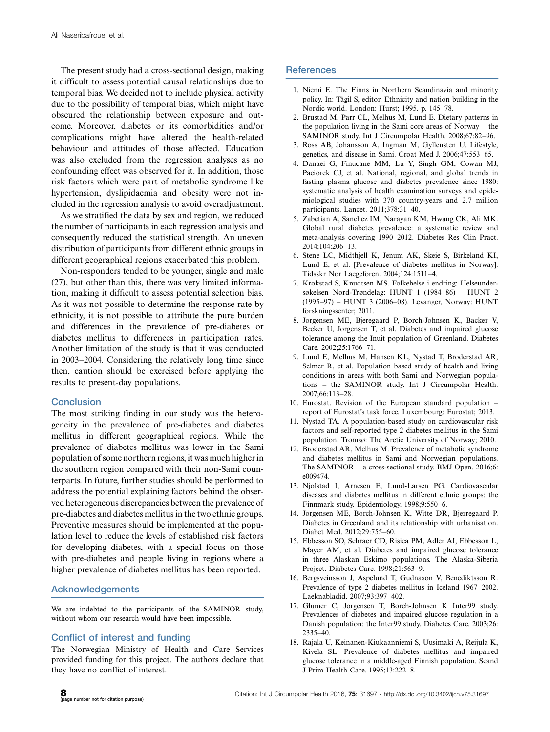The present study had a cross-sectional design, making it difficult to assess potential causal relationships due to temporal bias. We decided not to include physical activity due to the possibility of temporal bias, which might have obscured the relationship between exposure and outcome. Moreover, diabetes or its comorbidities and/or complications might have altered the health-related behaviour and attitudes of those affected. Education was also excluded from the regression analyses as no confounding effect was observed for it. In addition, those risk factors which were part of metabolic syndrome like hypertension, dyslipidaemia and obesity were not included in the regression analysis to avoid overadjustment.

As we stratified the data by sex and region, we reduced the number of participants in each regression analysis and consequently reduced the statistical strength. An uneven distribution of participants from different ethnic groups in different geographical regions exacerbated this problem.

Non-responders tended to be younger, single and male (27), but other than this, there was very limited information, making it difficult to assess potential selection bias. As it was not possible to determine the response rate by ethnicity, it is not possible to attribute the pure burden and differences in the prevalence of pre-diabetes or diabetes mellitus to differences in participation rates. Another limitation of the study is that it was conducted in 2003–2004. Considering the relatively long time since then, caution should be exercised before applying the results to present-day populations.

## Conclusion

The most striking finding in our study was the heterogeneity in the prevalence of pre-diabetes and diabetes mellitus in different geographical regions. While the prevalence of diabetes mellitus was lower in the Sami population of some northern regions, it was much higher in the southern region compared with their non-Sami counterparts. In future, further studies should be performed to address the potential explaining factors behind the observed heterogeneous discrepancies between the prevalence of pre-diabetes and diabetes mellitus in the two ethnic groups. Preventive measures should be implemented at the population level to reduce the levels of established risk factors for developing diabetes, with a special focus on those with pre-diabetes and people living in regions where a higher prevalence of diabetes mellitus has been reported.

## Acknowledgements

We are indebted to the participants of the SAMINOR study, without whom our research would have been impossible.

## Conflict of interest and funding

The Norwegian Ministry of Health and Care Services provided funding for this project. The authors declare that they have no conflict of interest.

## References

1. Niemi E. The Finns in Northern Scandinavia and minority policy. In: Tägil S, editor. Ethnicity and nation building in the Nordic world. London: Hurst; 1995. p. 145–78.
2. Brustad M, Parr CL, Melhus M, Lund E. Dietary patterns in the population living in the Sami core areas of Norway – the SAMINOR study. Int J Circumpolar Health. 2008;67:82–96.
3. Ross AB, Johansson A, Ingman M, Gyllensten U. Lifestyle, genetics, and disease in Sami. Croat Med J. 2006;47:553–65.
4. Danaei G, Finucane MM, Lu Y, Singh GM, Cowan MJ, Paciorek CJ, et al. National, regional, and global trends in fasting plasma glucose and diabetes prevalence since 1980: systematic analysis of health examination surveys and epidemiological studies with 370 country-years and 2.7 million participants. Lancet. 2011;378:31–40.
5. Zabetian A, Sanchez IM, Narayan KM, Hwang CK, Ali MK. Global rural diabetes prevalence: a systematic review and meta-analysis covering 1990–2012. Diabetes Res Clin Pract. 2014;104:206–13.
6. Stene LC, Midthjell K, Jenum AK, Skeie S, Birkeland KI, Lund E, et al. [Prevalence of diabetes mellitus in Norway]. Tidsskr Nor Laegeforen. 2004;124:1511–4.
7. Krokstad S, Knudtsen MS. Folkehelse i endring: Helseundersøkelsen Nord-Trøndelag: HUNT 1 (1984–86) – HUNT 2 (1995–97) – HUNT 3 (2006–08). Levanger, Norway: HUNT forskningssenter; 2011.
8. Jorgensen ME, Bjeregaard P, Borch-Johnsen K, Backer V, Becker U, Jorgensen T, et al. Diabetes and impaired glucose tolerance among the Inuit population of Greenland. Diabetes Care. 2002;25:1766–71.
9. Lund E, Melhus M, Hansen KL, Nystad T, Broderstad AR, Selmer R, et al. Population based study of health and living conditions in areas with both Sami and Norwegian populations – the SAMINOR study. Int J Circumpolar Health. 2007;66:113–28.
10. Eurostat. Revision of the European standard population – report of Eurostat's task force. Luxembourg: Eurostat; 2013.
11. Nystad TA. A population-based study on cardiovascular risk factors and self-reported type 2 diabetes mellitus in the Sami population. Tromsø: The Arctic University of Norway; 2010.
12. Broderstad AR, Melhus M. Prevalence of metabolic syndrome and diabetes mellitus in Sami and Norwegian populations. The SAMINOR – a cross-sectional study. BMJ Open. 2016;6: e009474.
13. Njolstad I, Arnesen E, Lund-Larsen PG. Cardiovascular diseases and diabetes mellitus in different ethnic groups: the Finnmark study. Epidemiology. 1998;9:550–6.
14. Jorgensen ME, Borch-Johnsen K, Witte DR, Bjerregaard P. Diabetes in Greenland and its relationship with urbanisation. Diabet Med. 2012;29:755–60.
15. Ebbesson SO, Schraer CD, Risica PM, Adler AI, Ebbesson L, Mayer AM, et al. Diabetes and impaired glucose tolerance in three Alaskan Eskimo populations. The Alaska-Siberia Project. Diabetes Care. 1998;21:563–9.
16. Bergsveinsson J, Aspelund T, Gudnason V, Benediktsson R. Prevalence of type 2 diabetes mellitus in Iceland 1967–2002. Laeknabladid. 2007;93:397–402.
17. Glumer C, Jorgensen T, Borch-Johnsen K Inter99 study. Prevalences of diabetes and impaired glucose regulation in a Danish population: the Inter99 study. Diabetes Care. 2003;26: 2335–40.
18. Rajala U, Keinanen-Kiukaanniemi S, Uusimaki A, Reijula K, Kivela SL. Prevalence of diabetes mellitus and impaired glucose tolerance in a middle-aged Finnish population. Scand J Prim Health Care. 1995;13:222–8.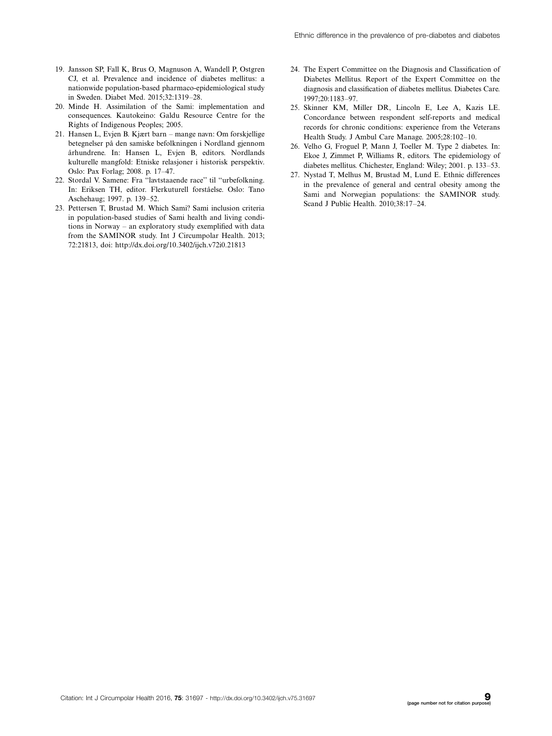19. Jansson SP, Fall K, Brus O, Magnuson A, Wandell P, Ostgren CJ, et al. Prevalence and incidence of diabetes mellitus: a nationwide population-based pharmaco-epidemiological study in Sweden. Diabet Med. 2015;32:1319–28.
20. Minde H. Assimilation of the Sami: implementation and consequences. Kautokeino: Galdu Resource Centre for the Rights of Indigenous Peoples; 2005.
21. Hansen L, Evjen B. Kjært barn – mange navn: Om forskjellige betegnelser på den samiske befolkningen i Nordland gjennom århundrene. In: Hansen L, Evjen B, editors. Nordlands kulturelle mangfold: Etniske relasjoner i historisk perspektiv. Oslo: Pax Forlag; 2008. p. 17–47.
22. Stordal V. Samene: Fra "lavtstaaende race" til "urbefolkning. In: Eriksen TH, editor. Flerkuturell forståelse. Oslo: Tano Aschehaug; 1997. p. 139–52.
23. Pettersen T, Brustad M. Which Sami? Sami inclusion criteria in population-based studies of Sami health and living conditions in Norway – an exploratory study exemplified with data from the SAMINOR study. Int J Circumpolar Health. 2013; 72:21813, doi: http://dx.doi.org/10.3402/ijch.v72i0.21813
24. The Expert Committee on the Diagnosis and Classification of Diabetes Mellitus. Report of the Expert Committee on the diagnosis and classification of diabetes mellitus. Diabetes Care. 1997;20:1183–97.
25. Skinner KM, Miller DR, Lincoln E, Lee A, Kazis LE. Concordance between respondent self-reports and medical records for chronic conditions: experience from the Veterans Health Study. J Ambul Care Manage. 2005;28:102–10.
26. Velho G, Froguel P, Mann J, Toeller M. Type 2 diabetes. In: Ekoe J, Zimmet P, Williams R, editors. The epidemiology of diabetes mellitus. Chichester, England: Wiley; 2001. p. 133–53.
27. Nystad T, Melhus M, Brustad M, Lund E. Ethnic differences in the prevalence of general and central obesity among the Sami and Norwegian populations: the SAMINOR study. Scand J Public Health. 2010;38:17–24.